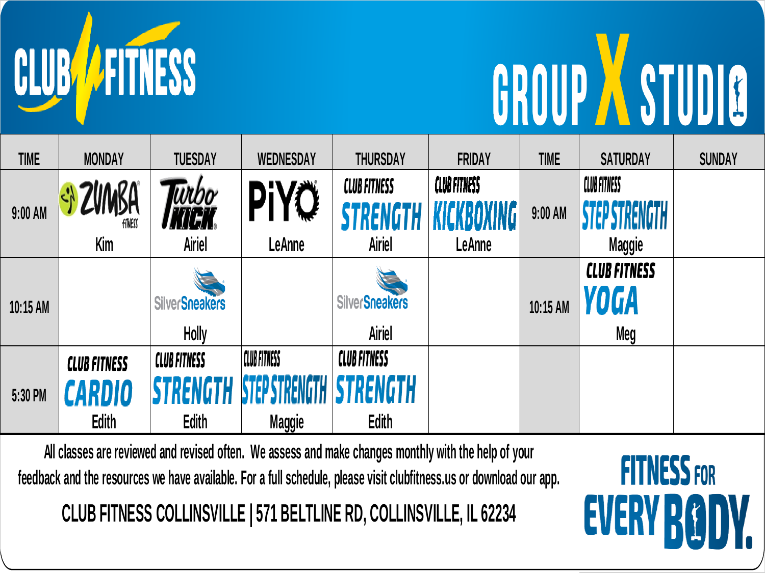# CLUB FITNESS

## GROUP X STUDIO

| TIME | MONDAY | TUESDAY | WEDNESDAY | THURSDAY | FRIDAY | TIME | SATURDAY | SUNDAY |
|---|---|---|---|---|---|---|---|---|
| 9:00 AM | ZUMBA FITNESS Kim | Turbo KICK Airiel | PiYO LeAnne | CLUB FITNESS STRENGTH Airiel | CLUB FITNESS KICKBOXING LeAnne | 9:00 AM | CLUB FITNESS STEP STRENGTH Maggie | |
| 10:15 AM | | SilverSneakers Holly | | SilverSneakers Airiel | | 10:15 AM | CLUB FITNESS YOGA Meg | |
| 5:30 PM | CLUB FITNESS CARDIO Edith | CLUB FITNESS STRENGTH Edith | CLUB FITNESS STEP STRENGTH Maggie | CLUB FITNESS STRENGTH Edith | | | | |

All classes are reviewed and revised often. We assess and make changes monthly with the help of your feedback and the resources we have available. For a full schedule, please visit clubfitness.us or download our app.

**CLUB FITNESS COLLINSVILLE | 571 BELTLINE RD, COLLINSVILLE, IL 62234**

**FITNESS FOR EVERY BODY.**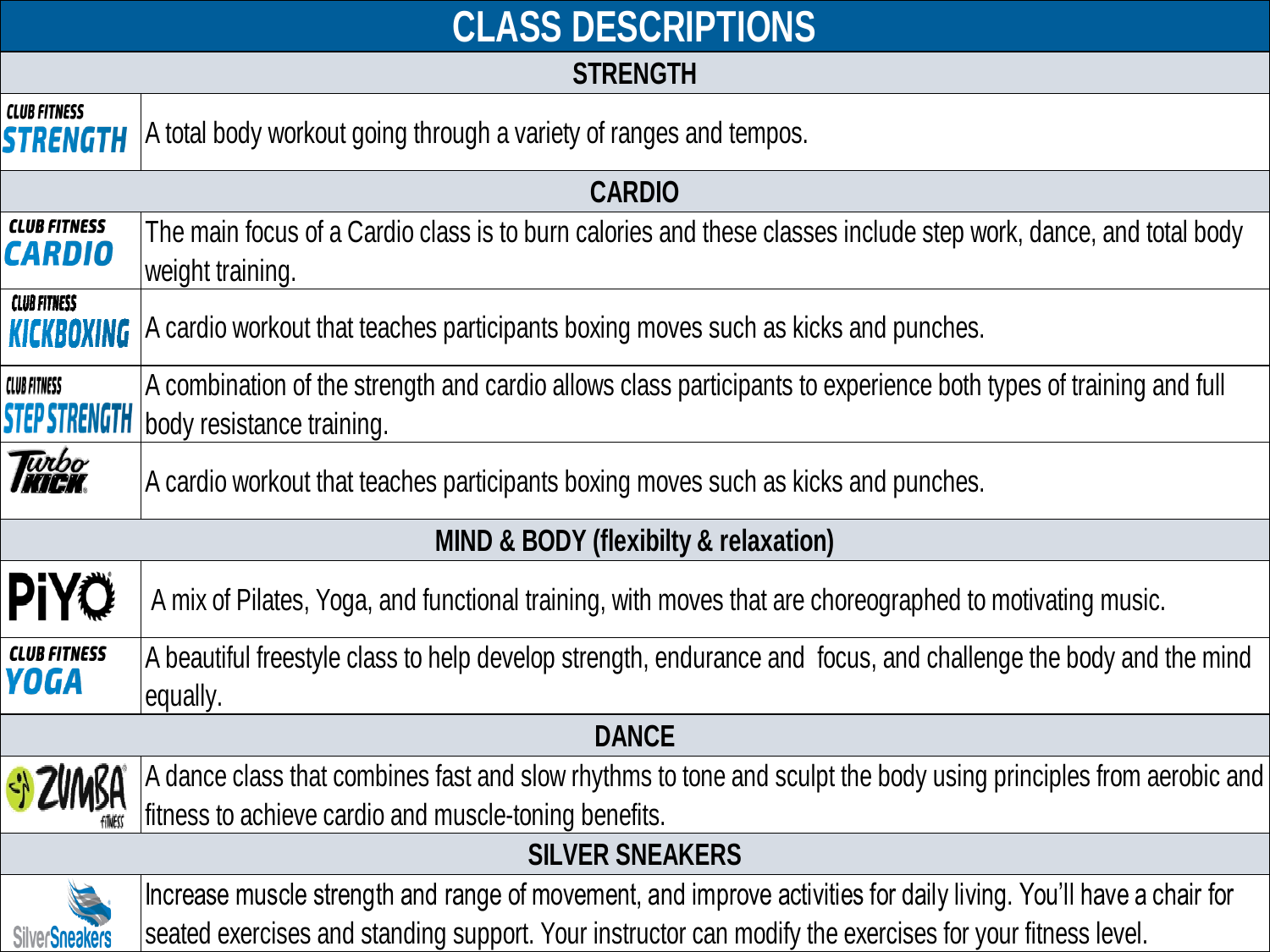# CLASS DESCRIPTIONS

| | |
|---|---|
| **STRENGTH** | |
| CLUB FITNESS STRENGTH | A total body workout going through a variety of ranges and tempos. |
| **CARDIO** | |
| CLUB FITNESS CARDIO | The main focus of a Cardio class is to burn calories and these classes include step work, dance, and total body weight training. |
| CLUB FITNESS KICKBOXING | A cardio workout that teaches participants boxing moves such as kicks and punches. |
| CLUB FITNESS STEP STRENGTH | A combination of the strength and cardio allows class participants to experience both types of training and full body resistance training. |
| Turbo KICK | A cardio workout that teaches participants boxing moves such as kicks and punches. |
| **MIND & BODY (flexibilty & relaxation)** | |
| PiYO | A mix of Pilates, Yoga, and functional training, with moves that are choreographed to motivating music. |
| CLUB FITNESS YOGA | A beautiful freestyle class to help develop strength, endurance and focus, and challenge the body and the mind equally. |
| **DANCE** | |
| ZUMBA FITNESS | A dance class that combines fast and slow rhythms to tone and sculpt the body using principles from aerobic and fitness to achieve cardio and muscle-toning benefits. |
| **SILVER SNEAKERS** | |
| SilverSneakers | Increase muscle strength and range of movement, and improve activities for daily living. You'll have a chair for seated exercises and standing support. Your instructor can modify the exercises for your fitness level. |